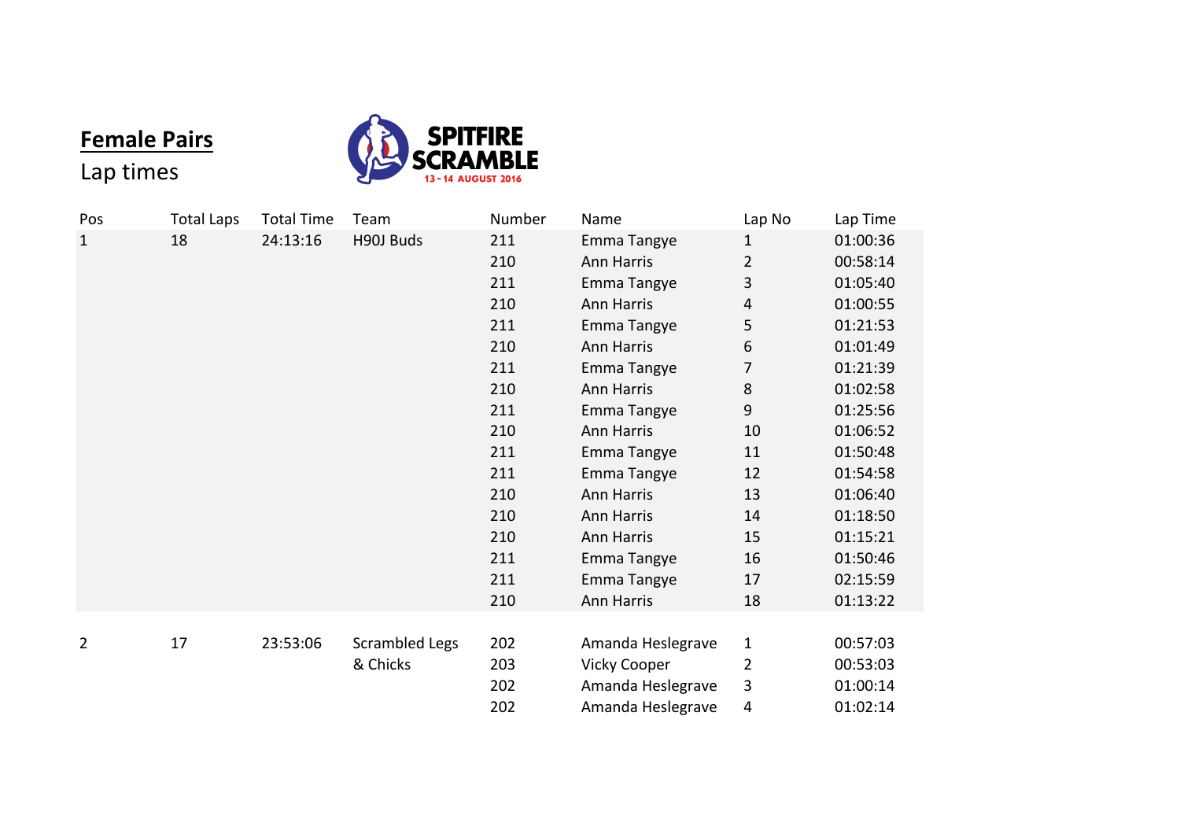## Female Pairs

Lap times

SPITFIRE SCRAMBLE
13 - 14 AUGUST 2016

| Pos | Total Laps | Total Time | Team | Number | Name | Lap No | Lap Time |
|---|---|---|---|---|---|---|---|
| 1 | 18 | 24:13:16 | H90J Buds | 211 | Emma Tangye | 1 | 01:00:36 |
| | | | | 210 | Ann Harris | 2 | 00:58:14 |
| | | | | 211 | Emma Tangye | 3 | 01:05:40 |
| | | | | 210 | Ann Harris | 4 | 01:00:55 |
| | | | | 211 | Emma Tangye | 5 | 01:21:53 |
| | | | | 210 | Ann Harris | 6 | 01:01:49 |
| | | | | 211 | Emma Tangye | 7 | 01:21:39 |
| | | | | 210 | Ann Harris | 8 | 01:02:58 |
| | | | | 211 | Emma Tangye | 9 | 01:25:56 |
| | | | | 210 | Ann Harris | 10 | 01:06:52 |
| | | | | 211 | Emma Tangye | 11 | 01:50:48 |
| | | | | 211 | Emma Tangye | 12 | 01:54:58 |
| | | | | 210 | Ann Harris | 13 | 01:06:40 |
| | | | | 210 | Ann Harris | 14 | 01:18:50 |
| | | | | 210 | Ann Harris | 15 | 01:15:21 |
| | | | | 211 | Emma Tangye | 16 | 01:50:46 |
| | | | | 211 | Emma Tangye | 17 | 02:15:59 |
| | | | | 210 | Ann Harris | 18 | 01:13:22 |
| 2 | 17 | 23:53:06 | Scrambled Legs & Chicks | 202 | Amanda Heslegrave | 1 | 00:57:03 |
| | | | | 203 | Vicky Cooper | 2 | 00:53:03 |
| | | | | 202 | Amanda Heslegrave | 3 | 01:00:14 |
| | | | | 202 | Amanda Heslegrave | 4 | 01:02:14 |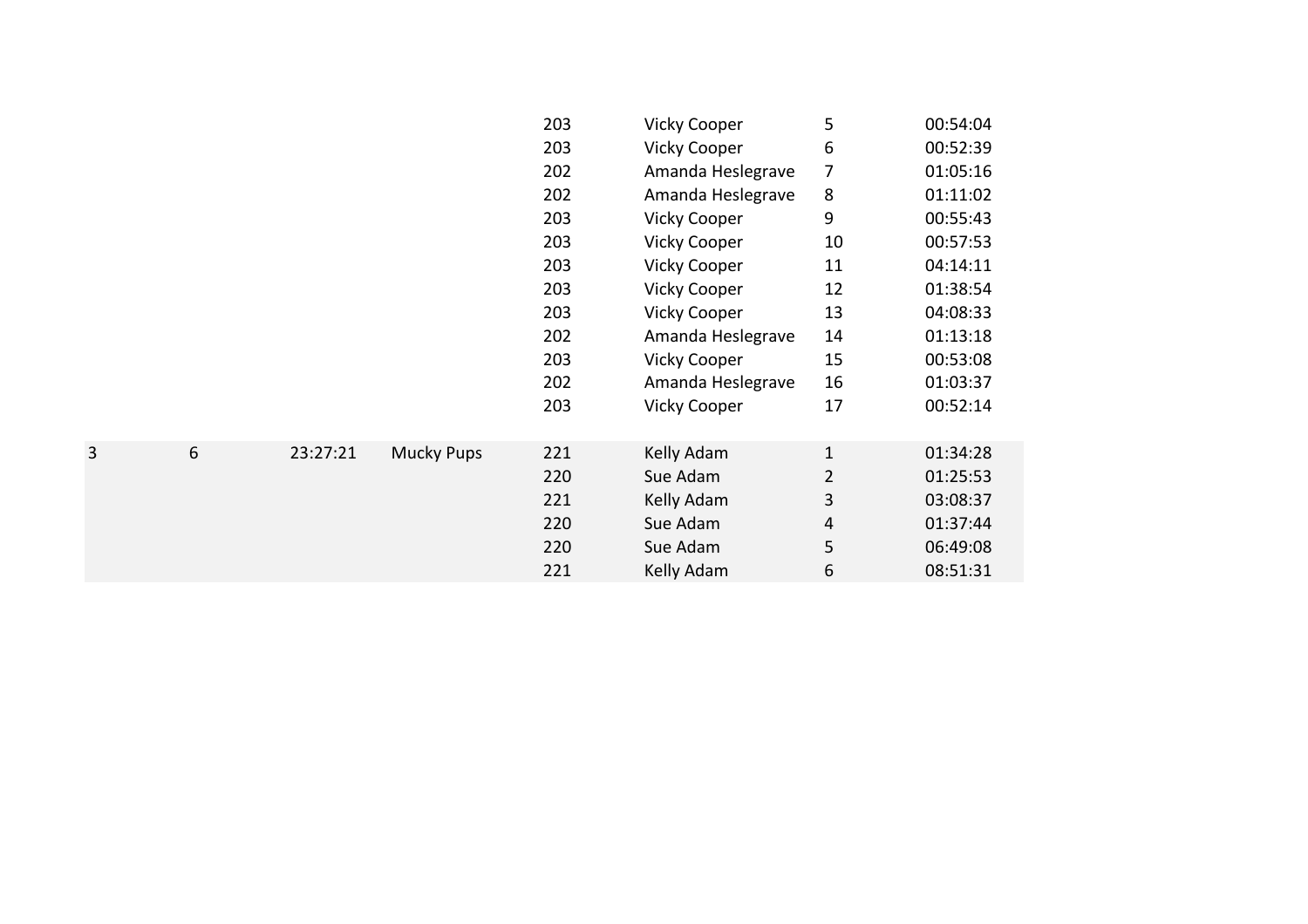| | | | | | | | |
|---|---|---|---|---|---|---|---|
| | | | | 203 | Vicky Cooper | 5 | 00:54:04 |
| | | | | 203 | Vicky Cooper | 6 | 00:52:39 |
| | | | | 202 | Amanda Heslegrave | 7 | 01:05:16 |
| | | | | 202 | Amanda Heslegrave | 8 | 01:11:02 |
| | | | | 203 | Vicky Cooper | 9 | 00:55:43 |
| | | | | 203 | Vicky Cooper | 10 | 00:57:53 |
| | | | | 203 | Vicky Cooper | 11 | 04:14:11 |
| | | | | 203 | Vicky Cooper | 12 | 01:38:54 |
| | | | | 203 | Vicky Cooper | 13 | 04:08:33 |
| | | | | 202 | Amanda Heslegrave | 14 | 01:13:18 |
| | | | | 203 | Vicky Cooper | 15 | 00:53:08 |
| | | | | 202 | Amanda Heslegrave | 16 | 01:03:37 |
| | | | | 203 | Vicky Cooper | 17 | 00:52:14 |
| | | | | | | | |
| 3 | 6 | 23:27:21 | Mucky Pups | 221 | Kelly Adam | 1 | 01:34:28 |
| | | | | 220 | Sue Adam | 2 | 01:25:53 |
| | | | | 221 | Kelly Adam | 3 | 03:08:37 |
| | | | | 220 | Sue Adam | 4 | 01:37:44 |
| | | | | 220 | Sue Adam | 5 | 06:49:08 |
| | | | | 221 | Kelly Adam | 6 | 08:51:31 |